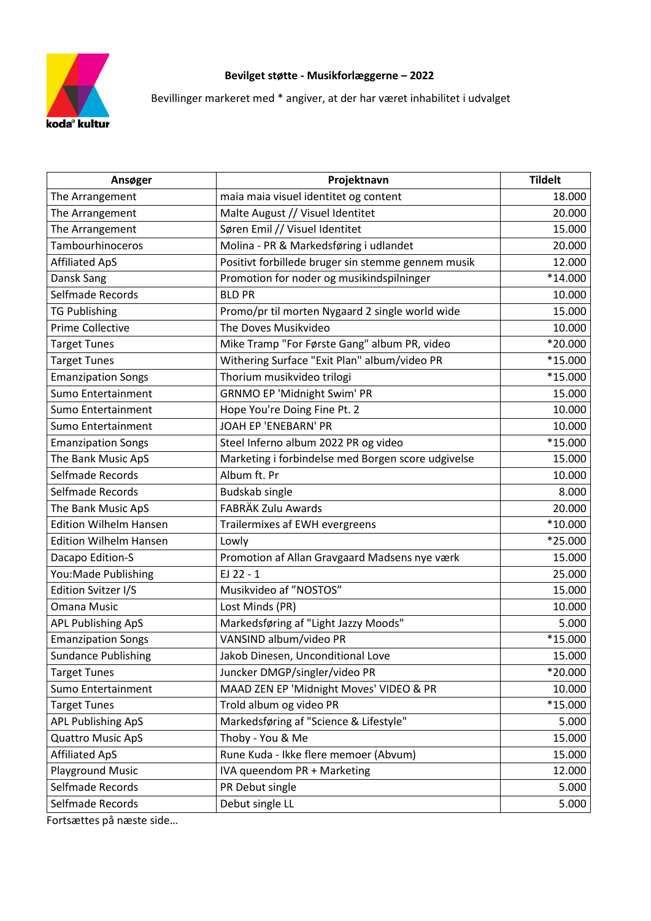**Bevilget støtte - Musikforlæggerne – 2022**

Bevillinger markeret med * angiver, at der har været inhabilitet i udvalget

| Ansøger | Projektnavn | Tildelt |
|---|---|---:|
| The Arrangement | maia maia visuel identitet og content | 18.000 |
| The Arrangement | Malte August // Visuel Identitet | 20.000 |
| The Arrangement | Søren Emil // Visuel Identitet | 15.000 |
| Tambourhinoceros | Molina - PR & Markedsføring i udlandet | 20.000 |
| Affiliated ApS | Positivt forbillede bruger sin stemme gennem musik | 12.000 |
| Dansk Sang | Promotion for noder og musikindspilninger | *14.000 |
| Selfmade Records | BLD PR | 10.000 |
| TG Publishing | Promo/pr til morten Nygaard 2 single world wide | 15.000 |
| Prime Collective | The Doves Musikvideo | 10.000 |
| Target Tunes | Mike Tramp "For Første Gang" album PR, video | *20.000 |
| Target Tunes | Withering Surface "Exit Plan" album/video PR | *15.000 |
| Emanzipation Songs | Thorium musikvideo trilogi | *15.000 |
| Sumo Entertainment | GRNMO EP 'Midnight Swim' PR | 15.000 |
| Sumo Entertainment | Hope You're Doing Fine Pt. 2 | 10.000 |
| Sumo Entertainment | JOAH EP 'ENEBARN' PR | 10.000 |
| Emanzipation Songs | Steel Inferno album 2022 PR og video | *15.000 |
| The Bank Music ApS | Marketing i forbindelse med Borgen score udgivelse | 15.000 |
| Selfmade Records | Album ft. Pr | 10.000 |
| Selfmade Records | Budskab single | 8.000 |
| The Bank Music ApS | FABRÄK Zulu Awards | 20.000 |
| Edition Wilhelm Hansen | Trailermixes af EWH evergreens | *10.000 |
| Edition Wilhelm Hansen | Lowly | *25.000 |
| Dacapo Edition-S | Promotion af Allan Gravgaard Madsens nye værk | 15.000 |
| You:Made Publishing | EJ 22 - 1 | 25.000 |
| Edition Svitzer I/S | Musikvideo af "NOSTOS" | 15.000 |
| Omana Music | Lost Minds (PR) | 10.000 |
| APL Publishing ApS | Markedsføring af "Light Jazzy Moods" | 5.000 |
| Emanzipation Songs | VANSIND album/video PR | *15.000 |
| Sundance Publishing | Jakob Dinesen, Unconditional Love | 15.000 |
| Target Tunes | Juncker DMGP/singler/video PR | *20.000 |
| Sumo Entertainment | MAAD ZEN EP 'Midnight Moves' VIDEO & PR | 10.000 |
| Target Tunes | Trold album og video PR | *15.000 |
| APL Publishing ApS | Markedsføring af "Science & Lifestyle" | 5.000 |
| Quattro Music ApS | Thoby - You & Me | 15.000 |
| Affiliated ApS | Rune Kuda - Ikke flere memoer (Abvum) | 15.000 |
| Playground Music | IVA queendom PR + Marketing | 12.000 |
| Selfmade Records | PR Debut single | 5.000 |
| Selfmade Records | Debut single LL | 5.000 |

Fortsættes på næste side…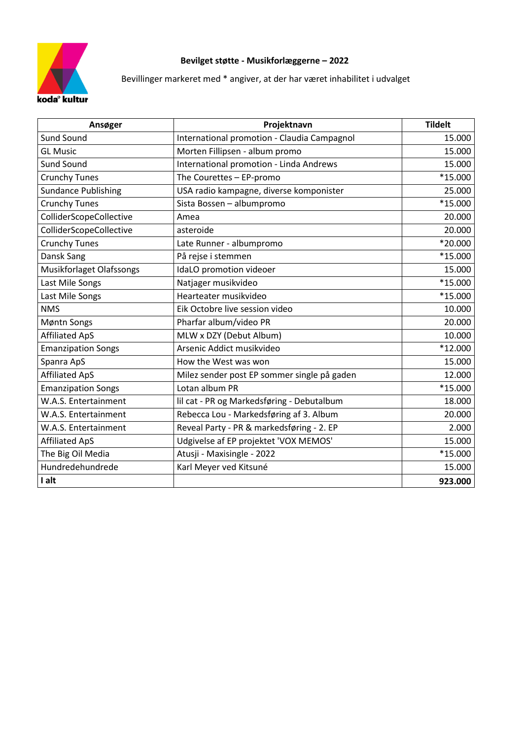**Bevilget støtte - Musikforlæggerne – 2022**

Bevillinger markeret med * angiver, at der har været inhabilitet i udvalget

| Ansøger | Projektnavn | Tildelt |
|---|---|---:|
| Sund Sound | International promotion - Claudia Campagnol | 15.000 |
| GL Music | Morten Fillipsen - album promo | 15.000 |
| Sund Sound | International promotion - Linda Andrews | 15.000 |
| Crunchy Tunes | The Courettes – EP-promo | *15.000 |
| Sundance Publishing | USA radio kampagne, diverse komponister | 25.000 |
| Crunchy Tunes | Sista Bossen – albumpromo | *15.000 |
| ColliderScopeCollective | Amea | 20.000 |
| ColliderScopeCollective | asteroide | 20.000 |
| Crunchy Tunes | Late Runner - albumpromo | *20.000 |
| Dansk Sang | På rejse i stemmen | *15.000 |
| Musikforlaget Olafssongs | IdaLO promotion videoer | 15.000 |
| Last Mile Songs | Natjager musikvideo | *15.000 |
| Last Mile Songs | Hearteater musikvideo | *15.000 |
| NMS | Eik Octobre live session video | 10.000 |
| Møntn Songs | Pharfar album/video PR | 20.000 |
| Affiliated ApS | MLW x DZY (Debut Album) | 10.000 |
| Emanzipation Songs | Arsenic Addict musikvideo | *12.000 |
| Spanra ApS | How the West was won | 15.000 |
| Affiliated ApS | Milez sender post EP sommer single på gaden | 12.000 |
| Emanzipation Songs | Lotan album PR | *15.000 |
| W.A.S. Entertainment | lil cat - PR og Markedsføring - Debutalbum | 18.000 |
| W.A.S. Entertainment | Rebecca Lou - Markedsføring af 3. Album | 20.000 |
| W.A.S. Entertainment | Reveal Party - PR & markedsføring - 2. EP | 2.000 |
| Affiliated ApS | Udgivelse af EP projektet 'VOX MEMOS' | 15.000 |
| The Big Oil Media | Atusji - Maxisingle - 2022 | *15.000 |
| Hundredehundrede | Karl Meyer ved Kitsuné | 15.000 |
| **I alt** | | **923.000** |